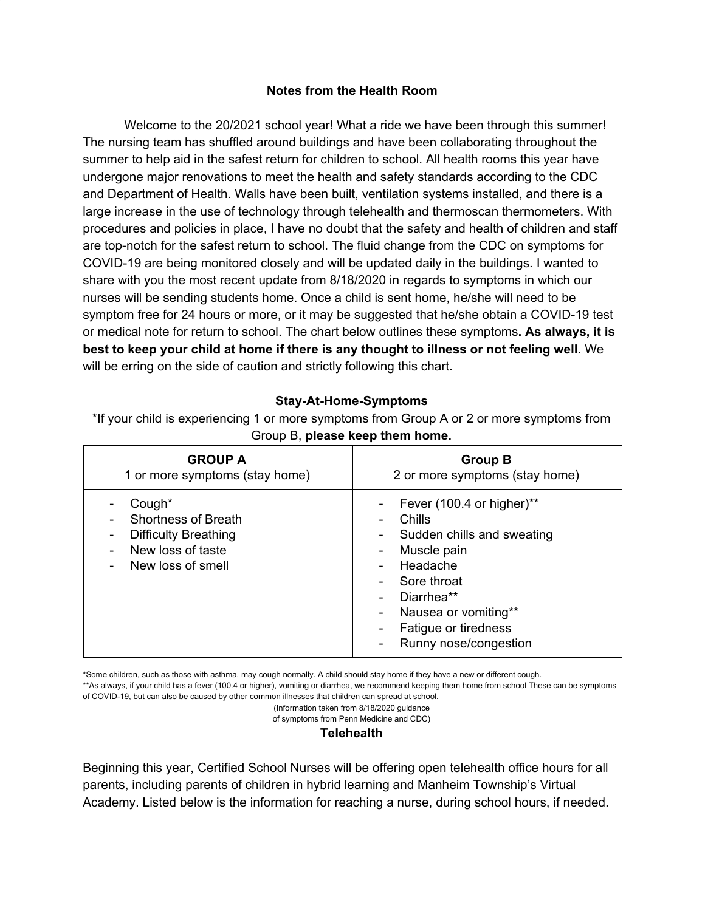## Notes from the Health Room

Welcome to the 20/2021 school year! What a ride we have been through this summer! The nursing team has shuffled around buildings and have been collaborating throughout the summer to help aid in the safest return for children to school. All health rooms this year have undergone major renovations to meet the health and safety standards according to the CDC and Department of Health. Walls have been built, ventilation systems installed, and there is a large increase in the use of technology through telehealth and thermoscan thermometers. With procedures and policies in place, I have no doubt that the safety and health of children and staff are top-notch for the safest return to school. The fluid change from the CDC on symptoms for COVID-19 are being monitored closely and will be updated daily in the buildings. I wanted to share with you the most recent update from 8/18/2020 in regards to symptoms in which our nurses will be sending students home. Once a child is sent home, he/she will need to be symptom free for 24 hours or more, or it may be suggested that he/she obtain a COVID-19 test or medical note for return to school. The chart below outlines these symptoms**. As always, it is best to keep your child at home if there is any thought to illness or not feeling well.** We will be erring on the side of caution and strictly following this chart.

### Stay-At-Home-Symptoms

*If your child is experiencing 1 or more symptoms from Group A or 2 or more symptoms from Group B, **please keep them home.**

| **GROUP A** 1 or more symptoms (stay home) | **Group B** 2 or more symptoms (stay home) |
| --- | --- |
| - Cough*<br>- Shortness of Breath<br>- Difficulty Breathing<br>- New loss of taste<br>- New loss of smell | - Fever (100.4 or higher)**<br>- Chills<br>- Sudden chills and sweating<br>- Muscle pain<br>- Headache<br>- Sore throat<br>- Diarrhea**<br>- Nausea or vomiting**<br>- Fatigue or tiredness<br>- Runny nose/congestion |

*Some children, such as those with asthma, may cough normally. A child should stay home if they have a new or different cough.

**As always, if your child has a fever (100.4 or higher), vomiting or diarrhea, we recommend keeping them home from school These can be symptoms of COVID-19, but can also be caused by other common illnesses that children can spread at school.

(Information taken from 8/18/2020 guidance of symptoms from Penn Medicine and CDC)

### Telehealth

Beginning this year, Certified School Nurses will be offering open telehealth office hours for all parents, including parents of children in hybrid learning and Manheim Township's Virtual Academy. Listed below is the information for reaching a nurse, during school hours, if needed.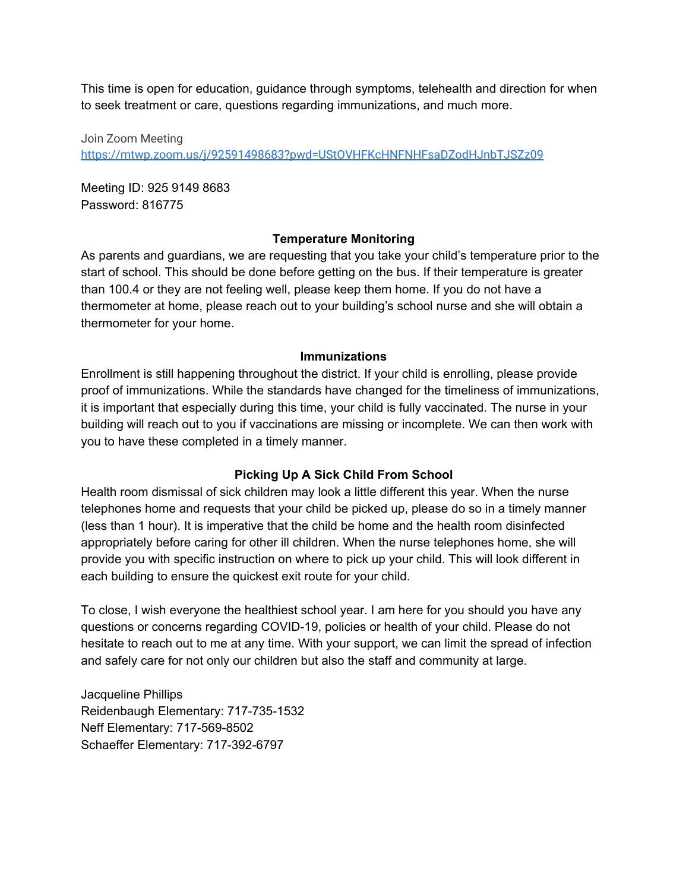This time is open for education, guidance through symptoms, telehealth and direction for when to seek treatment or care, questions regarding immunizations, and much more.

Join Zoom Meeting
https://mtwp.zoom.us/j/92591498683?pwd=UStOVHFKcHNFNHFsaDZodHJnbTJSZz09

Meeting ID: 925 9149 8683
Password: 816775

**Temperature Monitoring**

As parents and guardians, we are requesting that you take your child's temperature prior to the start of school. This should be done before getting on the bus. If their temperature is greater than 100.4 or they are not feeling well, please keep them home. If you do not have a thermometer at home, please reach out to your building's school nurse and she will obtain a thermometer for your home.

**Immunizations**

Enrollment is still happening throughout the district. If your child is enrolling, please provide proof of immunizations. While the standards have changed for the timeliness of immunizations, it is important that especially during this time, your child is fully vaccinated. The nurse in your building will reach out to you if vaccinations are missing or incomplete. We can then work with you to have these completed in a timely manner.

**Picking Up A Sick Child From School**

Health room dismissal of sick children may look a little different this year. When the nurse telephones home and requests that your child be picked up, please do so in a timely manner (less than 1 hour). It is imperative that the child be home and the health room disinfected appropriately before caring for other ill children. When the nurse telephones home, she will provide you with specific instruction on where to pick up your child. This will look different in each building to ensure the quickest exit route for your child.

To close, I wish everyone the healthiest school year. I am here for you should you have any questions or concerns regarding COVID-19, policies or health of your child. Please do not hesitate to reach out to me at any time. With your support, we can limit the spread of infection and safely care for not only our children but also the staff and community at large.

Jacqueline Phillips
Reidenbaugh Elementary: 717-735-1532
Neff Elementary: 717-569-8502
Schaeffer Elementary: 717-392-6797